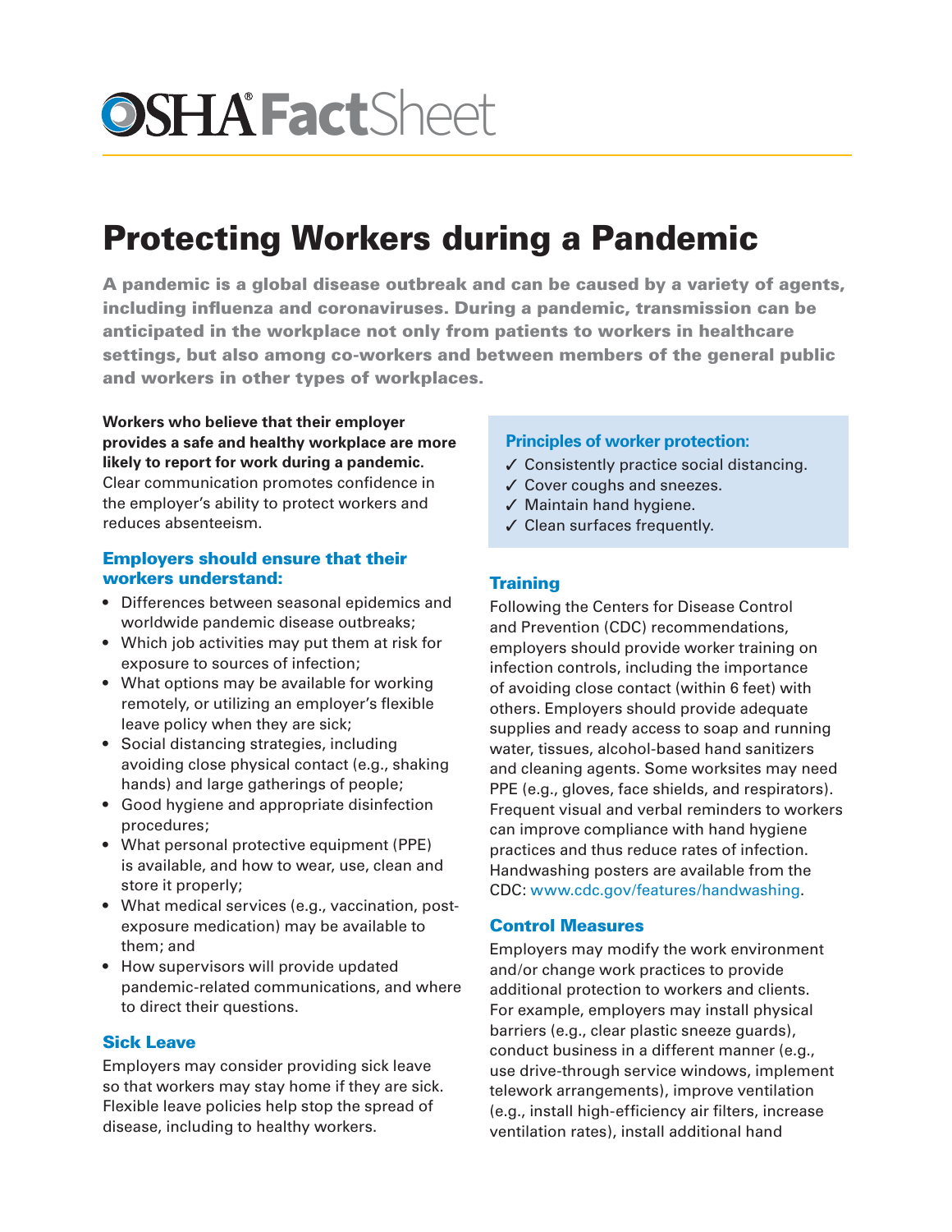# OSHA® FactSheet

## Protecting Workers during a Pandemic

**A pandemic is a global disease outbreak and can be caused by a variety of agents, including influenza and coronaviruses. During a pandemic, transmission can be anticipated in the workplace not only from patients to workers in healthcare settings, but also among co-workers and between members of the general public and workers in other types of workplaces.**

**Workers who believe that their employer provides a safe and healthy workplace are more likely to report for work during a pandemic.** Clear communication promotes confidence in the employer's ability to protect workers and reduces absenteeism.

### Employers should ensure that their workers understand:

- Differences between seasonal epidemics and worldwide pandemic disease outbreaks;
- Which job activities may put them at risk for exposure to sources of infection;
- What options may be available for working remotely, or utilizing an employer's flexible leave policy when they are sick;
- Social distancing strategies, including avoiding close physical contact (e.g., shaking hands) and large gatherings of people;
- Good hygiene and appropriate disinfection procedures;
- What personal protective equipment (PPE) is available, and how to wear, use, clean and store it properly;
- What medical services (e.g., vaccination, post-exposure medication) may be available to them; and
- How supervisors will provide updated pandemic-related communications, and where to direct their questions.

### Sick Leave

Employers may consider providing sick leave so that workers may stay home if they are sick. Flexible leave policies help stop the spread of disease, including to healthy workers.

### Principles of worker protection:

- ✓ Consistently practice social distancing.
- ✓ Cover coughs and sneezes.
- ✓ Maintain hand hygiene.
- ✓ Clean surfaces frequently.

### Training

Following the Centers for Disease Control and Prevention (CDC) recommendations, employers should provide worker training on infection controls, including the importance of avoiding close contact (within 6 feet) with others. Employers should provide adequate supplies and ready access to soap and running water, tissues, alcohol-based hand sanitizers and cleaning agents. Some worksites may need PPE (e.g., gloves, face shields, and respirators). Frequent visual and verbal reminders to workers can improve compliance with hand hygiene practices and thus reduce rates of infection. Handwashing posters are available from the CDC: www.cdc.gov/features/handwashing.

### Control Measures

Employers may modify the work environment and/or change work practices to provide additional protection to workers and clients. For example, employers may install physical barriers (e.g., clear plastic sneeze guards), conduct business in a different manner (e.g., use drive-through service windows, implement telework arrangements), improve ventilation (e.g., install high-efficiency air filters, increase ventilation rates), install additional hand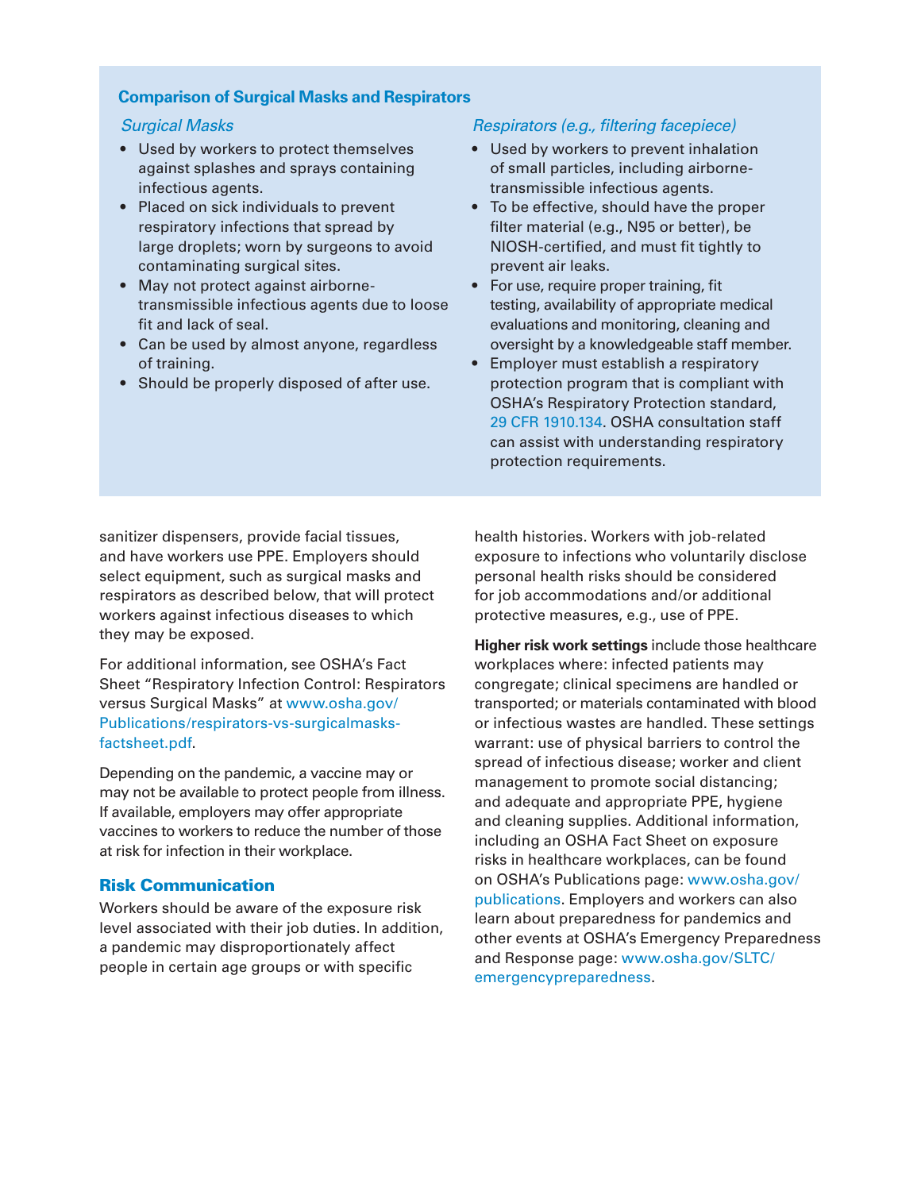### Comparison of Surgical Masks and Respirators

*Surgical Masks*

- Used by workers to protect themselves against splashes and sprays containing infectious agents.
- Placed on sick individuals to prevent respiratory infections that spread by large droplets; worn by surgeons to avoid contaminating surgical sites.
- May not protect against airborne-transmissible infectious agents due to loose fit and lack of seal.
- Can be used by almost anyone, regardless of training.
- Should be properly disposed of after use.

*Respirators (e.g., filtering facepiece)*

- Used by workers to prevent inhalation of small particles, including airborne-transmissible infectious agents.
- To be effective, should have the proper filter material (e.g., N95 or better), be NIOSH-certified, and must fit tightly to prevent air leaks.
- For use, require proper training, fit testing, availability of appropriate medical evaluations and monitoring, cleaning and oversight by a knowledgeable staff member.
- Employer must establish a respiratory protection program that is compliant with OSHA's Respiratory Protection standard, 29 CFR 1910.134. OSHA consultation staff can assist with understanding respiratory protection requirements.

sanitizer dispensers, provide facial tissues, and have workers use PPE. Employers should select equipment, such as surgical masks and respirators as described below, that will protect workers against infectious diseases to which they may be exposed.

For additional information, see OSHA's Fact Sheet "Respiratory Infection Control: Respirators versus Surgical Masks" at www.osha.gov/Publications/respirators-vs-surgicalmasks-factsheet.pdf.

Depending on the pandemic, a vaccine may or may not be available to protect people from illness. If available, employers may offer appropriate vaccines to workers to reduce the number of those at risk for infection in their workplace.

## Risk Communication

Workers should be aware of the exposure risk level associated with their job duties. In addition, a pandemic may disproportionately affect people in certain age groups or with specific health histories. Workers with job-related exposure to infections who voluntarily disclose personal health risks should be considered for job accommodations and/or additional protective measures, e.g., use of PPE.

**Higher risk work settings** include those healthcare workplaces where: infected patients may congregate; clinical specimens are handled or transported; or materials contaminated with blood or infectious wastes are handled. These settings warrant: use of physical barriers to control the spread of infectious disease; worker and client management to promote social distancing; and adequate and appropriate PPE, hygiene and cleaning supplies. Additional information, including an OSHA Fact Sheet on exposure risks in healthcare workplaces, can be found on OSHA's Publications page: www.osha.gov/publications. Employers and workers can also learn about preparedness for pandemics and other events at OSHA's Emergency Preparedness and Response page: www.osha.gov/SLTC/emergencypreparedness.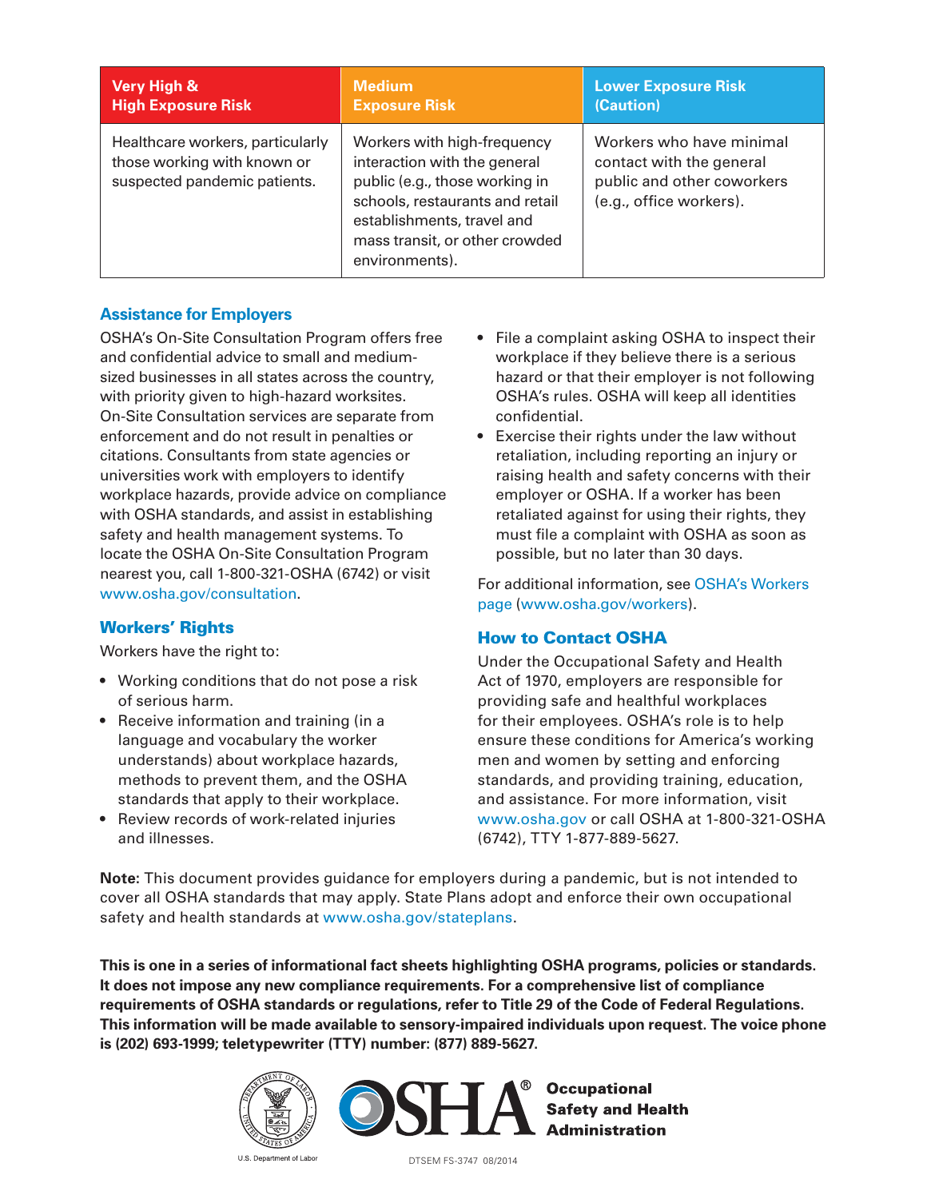| Very High & High Exposure Risk | Medium Exposure Risk | Lower Exposure Risk (Caution) |
|---|---|---|
| Healthcare workers, particularly those working with known or suspected pandemic patients. | Workers with high-frequency interaction with the general public (e.g., those working in schools, restaurants and retail establishments, travel and mass transit, or other crowded environments). | Workers who have minimal contact with the general public and other coworkers (e.g., office workers). |

## Assistance for Employers

OSHA's On-Site Consultation Program offers free and confidential advice to small and medium-sized businesses in all states across the country, with priority given to high-hazard worksites. On-Site Consultation services are separate from enforcement and do not result in penalties or citations. Consultants from state agencies or universities work with employers to identify workplace hazards, provide advice on compliance with OSHA standards, and assist in establishing safety and health management systems. To locate the OSHA On-Site Consultation Program nearest you, call 1-800-321-OSHA (6742) or visit www.osha.gov/consultation.

## Workers' Rights

Workers have the right to:

- Working conditions that do not pose a risk of serious harm.
- Receive information and training (in a language and vocabulary the worker understands) about workplace hazards, methods to prevent them, and the OSHA standards that apply to their workplace.
- Review records of work-related injuries and illnesses.
- File a complaint asking OSHA to inspect their workplace if they believe there is a serious hazard or that their employer is not following OSHA's rules. OSHA will keep all identities confidential.
- Exercise their rights under the law without retaliation, including reporting an injury or raising health and safety concerns with their employer or OSHA. If a worker has been retaliated against for using their rights, they must file a complaint with OSHA as soon as possible, but no later than 30 days.

For additional information, see OSHA's Workers page (www.osha.gov/workers).

## How to Contact OSHA

Under the Occupational Safety and Health Act of 1970, employers are responsible for providing safe and healthful workplaces for their employees. OSHA's role is to help ensure these conditions for America's working men and women by setting and enforcing standards, and providing training, education, and assistance. For more information, visit www.osha.gov or call OSHA at 1-800-321-OSHA (6742), TTY 1-877-889-5627.

**Note:** This document provides guidance for employers during a pandemic, but is not intended to cover all OSHA standards that may apply. State Plans adopt and enforce their own occupational safety and health standards at www.osha.gov/stateplans.

**This is one in a series of informational fact sheets highlighting OSHA programs, policies or standards. It does not impose any new compliance requirements. For a comprehensive list of compliance requirements of OSHA standards or regulations, refer to Title 29 of the Code of Federal Regulations. This information will be made available to sensory-impaired individuals upon request. The voice phone is (202) 693-1999; teletypewriter (TTY) number: (877) 889-5627.**

U.S. Department of Labor

OSHA® Occupational Safety and Health Administration

DTSEM FS-3747 08/2014